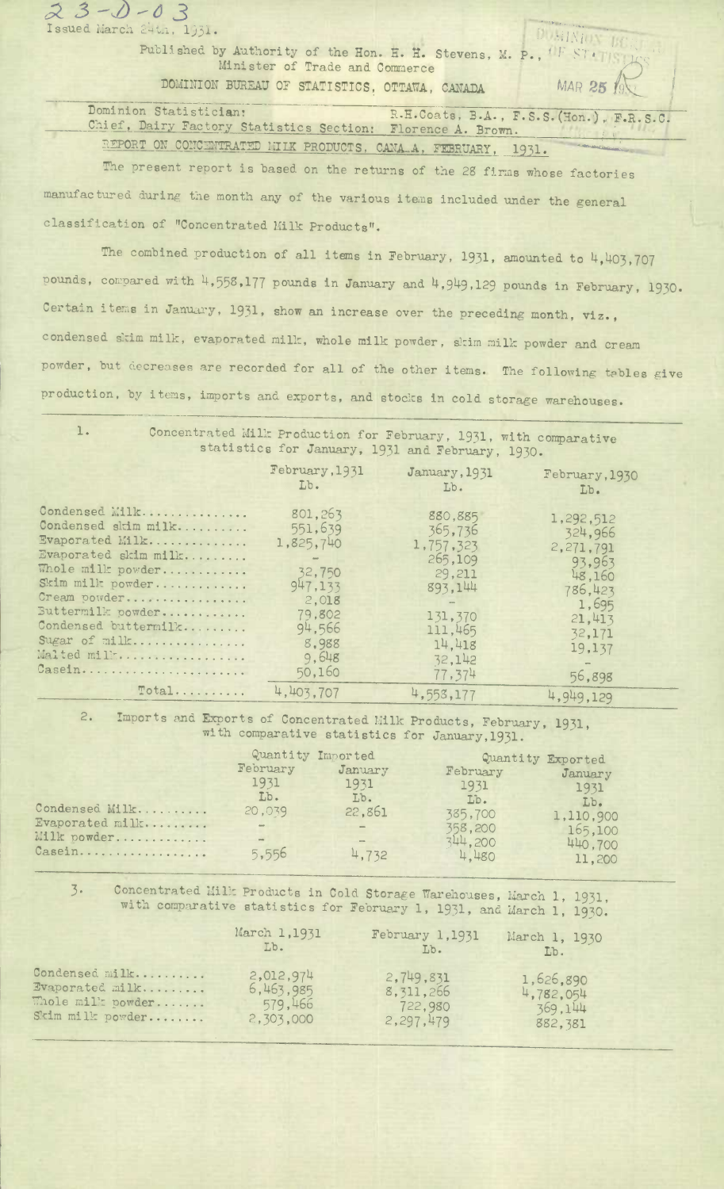23-D-03

Issued March 24th, 1931.

Published by Authority of the Hon. H. H. Stevens, M. P., Minister of Trade and Commerce

DOMINION BUREAU OF STATISTICS, OTTAWA, CANADA

Dominion Statistician: R.H.Coats, B.A., F.S.S.(Hon.), F.R.S.C.
Chief, Dairy Factory Statistics Section: Florence A. Brown.

REPORT ON CONCENTRATED MILK PRODUCTS, CANADA, FEBRUARY, 1931.

The present report is based on the returns of the 28 firms whose factories manufactured during the month any of the various items included under the general classification of "Concentrated Milk Products".

The combined production of all items in February, 1931, amounted to 4,403,707 pounds, compared with 4,558,177 pounds in January and 4,949,129 pounds in February, 1930. Certain items in January, 1931, show an increase over the preceding month, viz., condensed skim milk, evaporated milk, whole milk powder, skim milk powder and cream powder, but decreases are recorded for all of the other items. The following tables give production, by items, imports and exports, and stocks in cold storage warehouses.

1. Concentrated Milk Production for February, 1931, with comparative statistics for January, 1931 and February, 1930.

| | February, 1931 Lb. | January, 1931 Lb. | February, 1930 Lb. |
|---|---|---|---|
| Condensed Milk | 801,263 | 880,885 | 1,292,512 |
| Condensed skim milk | 551,639 | 365,736 | 324,966 |
| Evaporated Milk | 1,825,740 | 1,757,323 | 2,271,791 |
| Evaporated skim milk | - | 265,109 | 93,963 |
| Whole milk powder | 32,750 | 29,211 | 48,160 |
| Skim milk powder | 947,133 | 893,144 | 786,423 |
| Cream powder | 2,018 | - | 1,695 |
| Buttermilk powder | 79,802 | 131,370 | 21,413 |
| Condensed buttermilk | 94,566 | 111,465 | 32,171 |
| Sugar of milk | 8,988 | 14,418 | 19,137 |
| Malted milk | 9,648 | 32,142 | - |
| Casein | 50,160 | 77,374 | 56,898 |
| Total | 4,403,707 | 4,558,177 | 4,949,129 |

2. Imports and Exports of Concentrated Milk Products, February, 1931, with comparative statistics for January, 1931.

| | Quantity Imported | | Quantity Exported | |
|---|---|---|---|---|
| | February 1931 Lb. | January 1931 Lb. | February 1931 Lb. | January 1931 Lb. |
| Condensed Milk | 20,039 | 22,861 | 385,700 | 1,110,900 |
| Evaporated milk | - | - | 358,200 | 165,100 |
| Milk powder | - | - | 344,200 | 440,700 |
| Casein | 5,556 | 4,732 | 4,480 | 11,200 |

3. Concentrated Milk Products in Cold Storage Warehouses, March 1, 1931, with comparative statistics for February 1, 1931, and March 1, 1930.

| | March 1, 1931 Lb. | February 1, 1931 Lb. | March 1, 1930 Lb. |
|---|---|---|---|
| Condensed milk | 2,012,974 | 2,749,831 | 1,626,890 |
| Evaporated milk | 6,463,985 | 8,311,266 | 4,782,054 |
| Whole milk powder | 579,466 | 722,980 | 369,144 |
| Skim milk powder | 2,303,000 | 2,297,479 | 882,381 |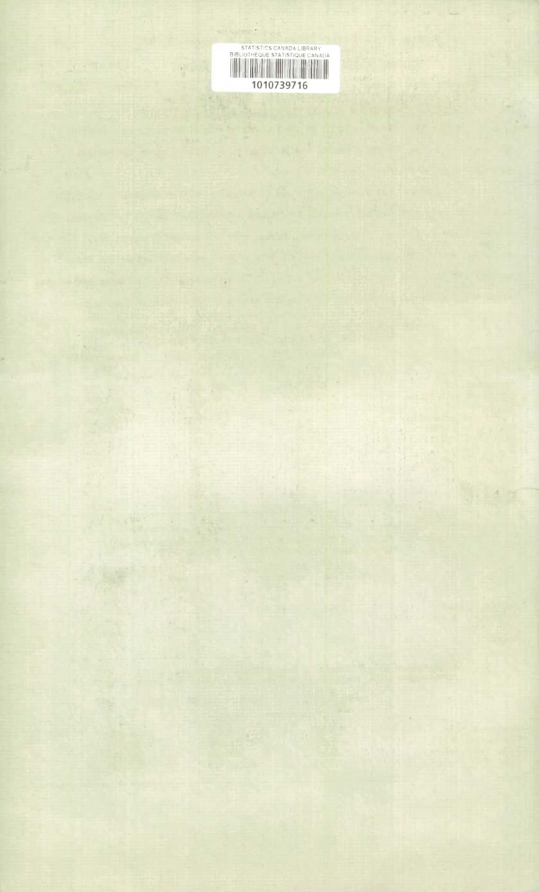STATISTICS CANADA LIBRARY
BIBLIOTHEQUE STATISTIQUE CANADA

1010739716